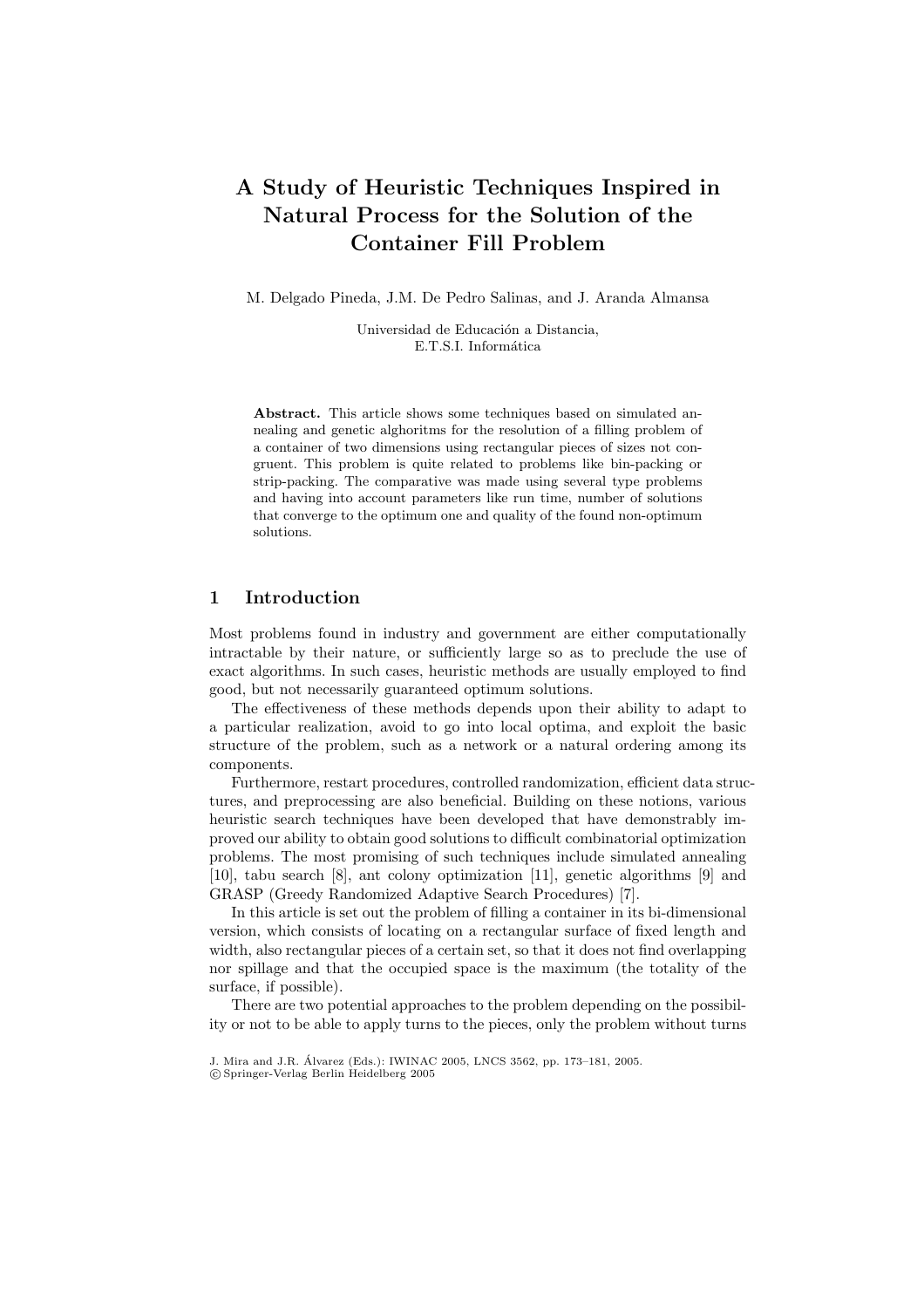// A Study of Heuristic Techniques Inspired in Natural Process for the Solution of the Container Fill Problem

M. Delgado Pineda, J.M. De Pedro Salinas, and J. Aranda Almansa

Universidad de Educación a Distancia,
E.T.S.I. Informática

**Abstract.** This article shows some techniques based on simulated annealing and genetic alghoritms for the resolution of a filling problem of a container of two dimensions using rectangular pieces of sizes not congruent. This problem is quite related to problems like bin-packing or strip-packing. The comparative was made using several type problems and having into account parameters like run time, number of solutions that converge to the optimum one and quality of the found non-optimum solutions.

## 1 Introduction

Most problems found in industry and government are either computationally intractable by their nature, or sufficiently large so as to preclude the use of exact algorithms. In such cases, heuristic methods are usually employed to find good, but not necessarily guaranteed optimum solutions.

The effectiveness of these methods depends upon their ability to adapt to a particular realization, avoid to go into local optima, and exploit the basic structure of the problem, such as a network or a natural ordering among its components.

Furthermore, restart procedures, controlled randomization, efficient data structures, and preprocessing are also beneficial. Building on these notions, various heuristic search techniques have been developed that have demonstrably improved our ability to obtain good solutions to difficult combinatorial optimization problems. The most promising of such techniques include simulated annealing [10], tabu search [8], ant colony optimization [11], genetic algorithms [9] and GRASP (Greedy Randomized Adaptive Search Procedures) [7].

In this article is set out the problem of filling a container in its bi-dimensional version, which consists of locating on a rectangular surface of fixed length and width, also rectangular pieces of a certain set, so that it does not find overlapping nor spillage and that the occupied space is the maximum (the totality of the surface, if possible).

There are two potential approaches to the problem depending on the possibility or not to be able to apply turns to the pieces, only the problem without turns

J. Mira and J.R. Álvarez (Eds.): IWINAC 2005, LNCS 3562, pp. 173–181, 2005.
© Springer-Verlag Berlin Heidelberg 2005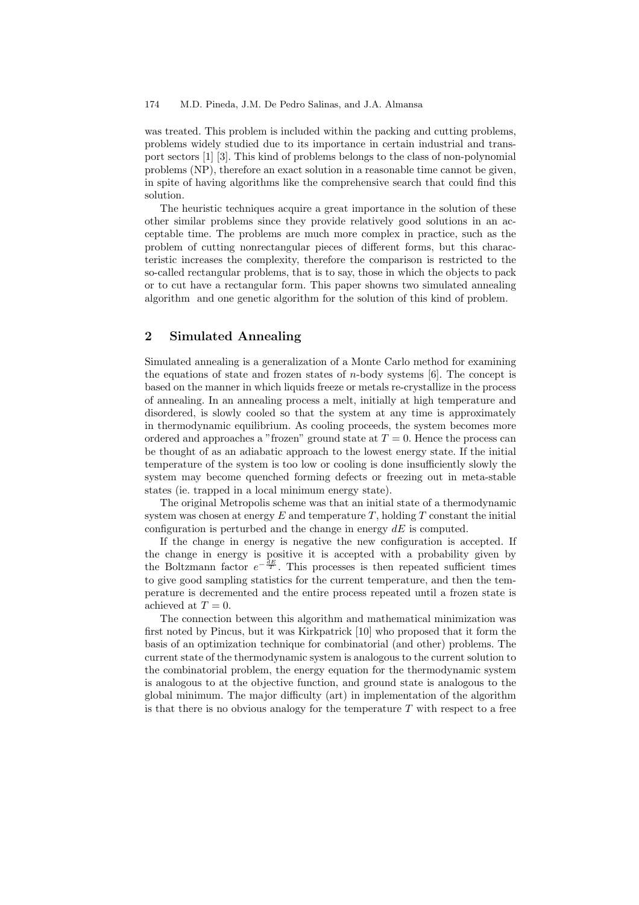was treated. This problem is included within the packing and cutting problems, problems widely studied due to its importance in certain industrial and transport sectors [1] [3]. This kind of problems belongs to the class of non-polynomial problems (NP), therefore an exact solution in a reasonable time cannot be given, in spite of having algorithms like the comprehensive search that could find this solution.

The heuristic techniques acquire a great importance in the solution of these other similar problems since they provide relatively good solutions in an acceptable time. The problems are much more complex in practice, such as the problem of cutting nonrectangular pieces of different forms, but this characteristic increases the complexity, therefore the comparison is restricted to the so-called rectangular problems, that is to say, those in which the objects to pack or to cut have a rectangular form. This paper showns two simulated annealing algorithm and one genetic algorithm for the solution of this kind of problem.

## 2 Simulated Annealing

Simulated annealing is a generalization of a Monte Carlo method for examining the equations of state and frozen states of $n$-body systems [6]. The concept is based on the manner in which liquids freeze or metals re-crystallize in the process of annealing. In an annealing process a melt, initially at high temperature and disordered, is slowly cooled so that the system at any time is approximately in thermodynamic equilibrium. As cooling proceeds, the system becomes more ordered and approaches a "frozen" ground state at $T = 0$. Hence the process can be thought of as an adiabatic approach to the lowest energy state. If the initial temperature of the system is too low or cooling is done insufficiently slowly the system may become quenched forming defects or freezing out in meta-stable states (ie. trapped in a local minimum energy state).

The original Metropolis scheme was that an initial state of a thermodynamic system was chosen at energy $E$ and temperature $T$, holding $T$ constant the initial configuration is perturbed and the change in energy $dE$ is computed.

If the change in energy is negative the new configuration is accepted. If the change in energy is positive it is accepted with a probability given by the Boltzmann factor $e^{-\frac{dE}{T}}$. This processes is then repeated sufficient times to give good sampling statistics for the current temperature, and then the temperature is decremented and the entire process repeated until a frozen state is achieved at $T = 0$.

The connection between this algorithm and mathematical minimization was first noted by Pincus, but it was Kirkpatrick [10] who proposed that it form the basis of an optimization technique for combinatorial (and other) problems. The current state of the thermodynamic system is analogous to the current solution to the combinatorial problem, the energy equation for the thermodynamic system is analogous to at the objective function, and ground state is analogous to the global minimum. The major difficulty (art) in implementation of the algorithm is that there is no obvious analogy for the temperature $T$ with respect to a free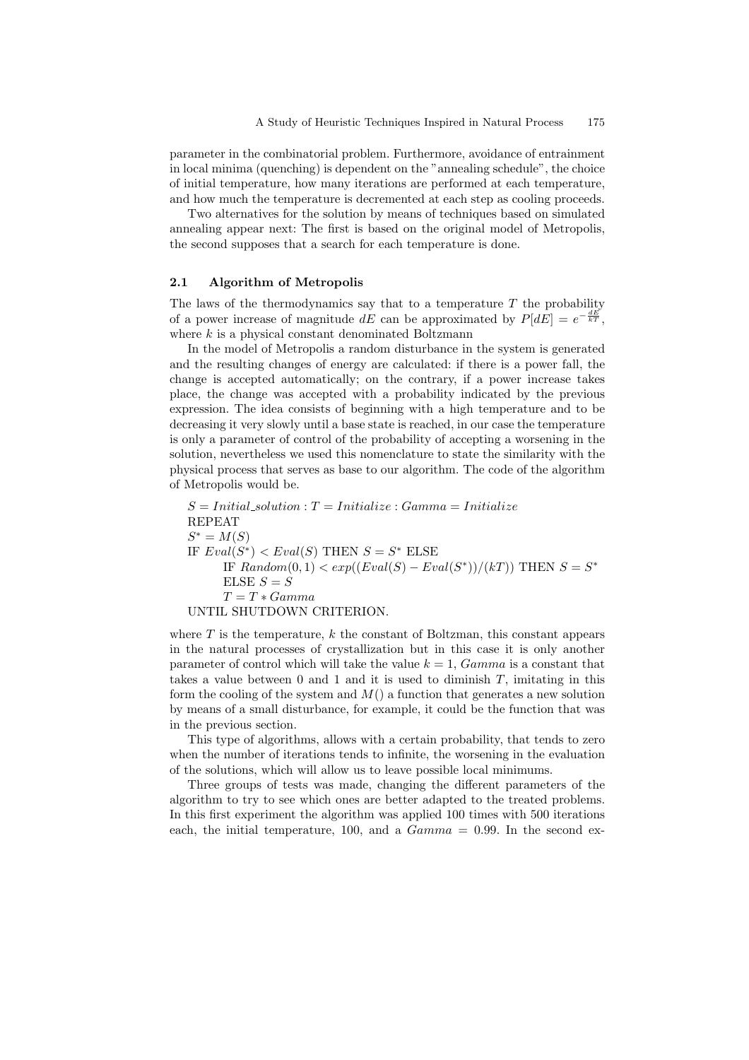parameter in the combinatorial problem. Furthermore, avoidance of entrainment in local minima (quenching) is dependent on the "annealing schedule", the choice of initial temperature, how many iterations are performed at each temperature, and how much the temperature is decremented at each step as cooling proceeds.

Two alternatives for the solution by means of techniques based on simulated annealing appear next: The first is based on the original model of Metropolis, the second supposes that a search for each temperature is done.

### 2.1 Algorithm of Metropolis

The laws of the thermodynamics say that to a temperature $T$ the probability of a power increase of magnitude $dE$ can be approximated by $P[dE] = e^{-\frac{dE}{kT}}$, where $k$ is a physical constant denominated Boltzmann

In the model of Metropolis a random disturbance in the system is generated and the resulting changes of energy are calculated: if there is a power fall, the change is accepted automatically; on the contrary, if a power increase takes place, the change was accepted with a probability indicated by the previous expression. The idea consists of beginning with a high temperature and to be decreasing it very slowly until a base state is reached, in our case the temperature is only a parameter of control of the probability of accepting a worsening in the solution, nevertheless we used this nomenclature to state the similarity with the physical process that serves as base to our algorithm. The code of the algorithm of Metropolis would be.

```
S = Initial_solution : T = Initialize : Gamma = Initialize
REPEAT
S* = M(S)
IF Eval(S*) < Eval(S) THEN S = S* ELSE
      IF Random(0,1) < exp((Eval(S) − Eval(S*))/(kT)) THEN S = S*
      ELSE S = S
      T = T * Gamma
UNTIL SHUTDOWN CRITERION.
```

where $T$ is the temperature, $k$ the constant of Boltzman, this constant appears in the natural processes of crystallization but in this case it is only another parameter of control which will take the value $k = 1$, *Gamma* is a constant that takes a value between 0 and 1 and it is used to diminish $T$, imitating in this form the cooling of the system and $M()$ a function that generates a new solution by means of a small disturbance, for example, it could be the function that was in the previous section.

This type of algorithms, allows with a certain probability, that tends to zero when the number of iterations tends to infinite, the worsening in the evaluation of the solutions, which will allow us to leave possible local minimums.

Three groups of tests was made, changing the different parameters of the algorithm to try to see which ones are better adapted to the treated problems. In this first experiment the algorithm was applied 100 times with 500 iterations each, the initial temperature, 100, and a $Gamma = 0.99$. In the second ex-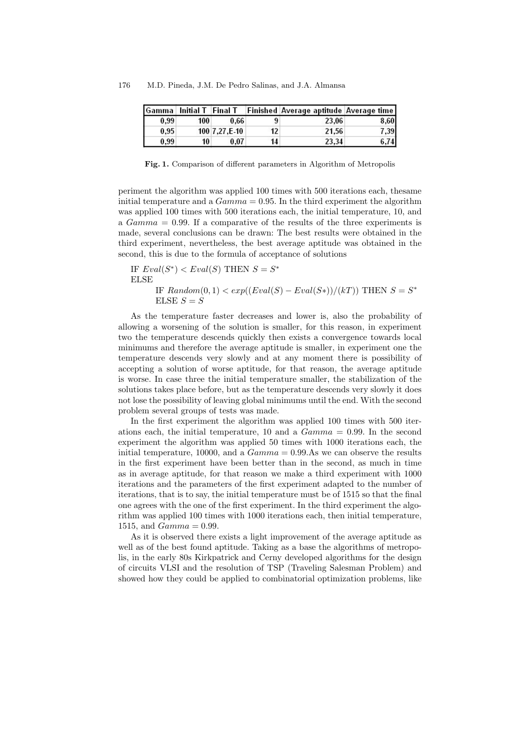| Gamma | Initial T | Final T | Finished | Average aptitude | Average time |
|---|---|---|---|---|---|
| 0,99 | 100 | 0,66 | 9 | 23,06 | 8,60 |
| 0,95 | 100 | 7,27,E-10 | 12 | 21,56 | 7,39 |
| 0,99 | 10 | 0,07 | 14 | 23,34 | 6,74 |

**Fig. 1.** Comparison of different parameters in Algorithm of Metropolis

periment the algorithm was applied 100 times with 500 iterations each, thesame initial temperature and a $Gamma = 0.95$. In the third experiment the algorithm was applied 100 times with 500 iterations each, the initial temperature, 10, and a $Gamma = 0.99$. If a comparative of the results of the three experiments is made, several conclusions can be drawn: The best results were obtained in the third experiment, nevertheless, the best average aptitude was obtained in the second, this is due to the formula of acceptance of solutions

IF $Eval(S^*) < Eval(S)$ THEN $S = S^*$
ELSE
  IF $Random(0, 1) < exp((Eval(S) - Eval(S*))/(kT))$ THEN $S = S^*$
  ELSE $S = S$

As the temperature faster decreases and lower is, also the probability of allowing a worsening of the solution is smaller, for this reason, in experiment two the temperature descends quickly then exists a convergence towards local minimums and therefore the average aptitude is smaller, in experiment one the temperature descends very slowly and at any moment there is possibility of accepting a solution of worse aptitude, for that reason, the average aptitude is worse. In case three the initial temperature smaller, the stabilization of the solutions takes place before, but as the temperature descends very slowly it does not lose the possibility of leaving global minimums until the end. With the second problem several groups of tests was made.

In the first experiment the algorithm was applied 100 times with 500 iterations each, the initial temperature, 10 and a $Gamma = 0.99$. In the second experiment the algorithm was applied 50 times with 1000 iterations each, the initial temperature, 10000, and a $Gamma = 0.99$.As we can observe the results in the first experiment have been better than in the second, as much in time as in average aptitude, for that reason we make a third experiment with 1000 iterations and the parameters of the first experiment adapted to the number of iterations, that is to say, the initial temperature must be of 1515 so that the final one agrees with the one of the first experiment. In the third experiment the algorithm was applied 100 times with 1000 iterations each, then initial temperature, 1515, and $Gamma = 0.99$.

As it is observed there exists a light improvement of the average aptitude as well as of the best found aptitude. Taking as a base the algorithms of metropolis, in the early 80s Kirkpatrick and Cerny developed algorithms for the design of circuits VLSI and the resolution of TSP (Traveling Salesman Problem) and showed how they could be applied to combinatorial optimization problems, like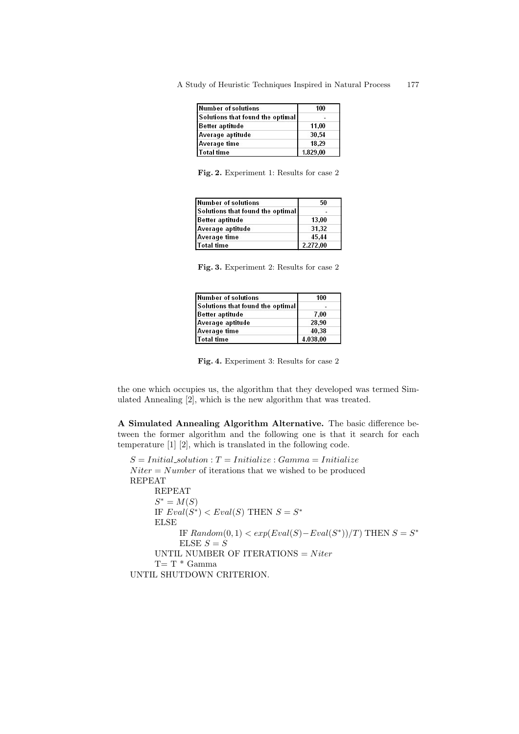| | |
|---|---|
| Number of solutions | 100 |
| Solutions that found the optimal | - |
| Better aptitude | 11,00 |
| Average aptitude | 30,54 |
| Average time | 18,29 |
| Total time | 1.829,00 |

**Fig. 2.** Experiment 1: Results for case 2

| | |
|---|---|
| Number of solutions | 50 |
| Solutions that found the optimal | - |
| Better aptitude | 13,00 |
| Average aptitude | 31,32 |
| Average time | 45,44 |
| Total time | 2.272,00 |

**Fig. 3.** Experiment 2: Results for case 2

| | |
|---|---|
| Number of solutions | 100 |
| Solutions that found the optimal | - |
| Better aptitude | 7,00 |
| Average aptitude | 28,90 |
| Average time | 40,38 |
| Total time | 4.038,00 |

**Fig. 4.** Experiment 3: Results for case 2

the one which occupies us, the algorithm that they developed was termed Simulated Annealing [2], which is the new algorithm that was treated.

**A Simulated Annealing Algorithm Alternative.** The basic difference between the former algorithm and the following one is that it search for each temperature [1] [2], which is translated in the following code.

$S = Initial\_solution : T = Initialize : Gamma = Initialize$
$Niter = Number$ of iterations that we wished to be produced
REPEAT
    REPEAT
    $S^* = M(S)$
    IF $Eval(S^*) < Eval(S)$ THEN $S = S^*$
    ELSE
        IF $Random(0, 1) < exp(Eval(S) - Eval(S^*))/T)$ THEN $S = S^*$
        ELSE $S = S$
    UNTIL NUMBER OF ITERATIONS = $Niter$
    T= T * Gamma
UNTIL SHUTDOWN CRITERION.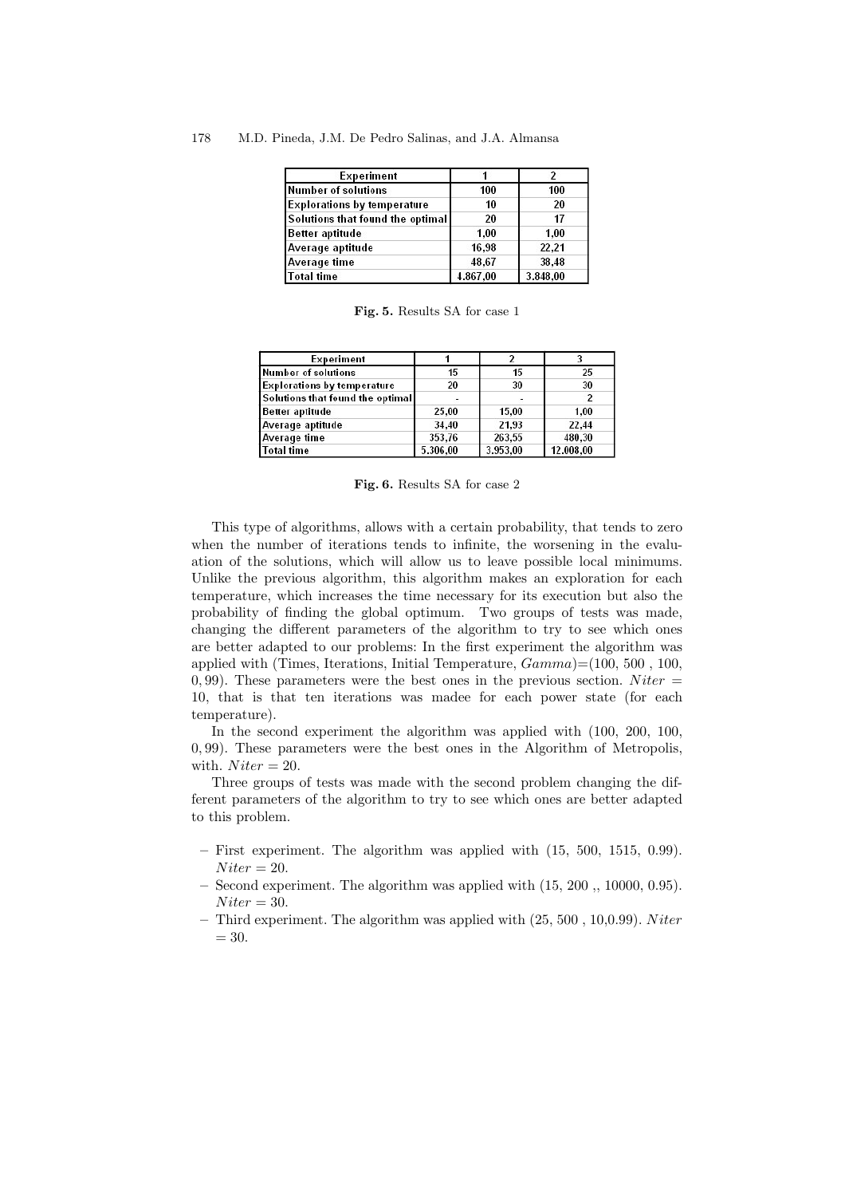| Experiment | 1 | 2 |
|---|---|---|
| Number of solutions | 100 | 100 |
| Explorations by temperature | 10 | 20 |
| Solutions that found the optimal | 20 | 17 |
| Better aptitude | 1,00 | 1,00 |
| Average aptitude | 16,98 | 22,21 |
| Average time | 48,67 | 38,48 |
| Total time | 4.867,00 | 3.848,00 |

**Fig. 5.** Results SA for case 1

| Experiment | 1 | 2 | 3 |
|---|---|---|---|
| Number of solutions | 15 | 15 | 25 |
| Explorations by temperature | 20 | 30 | 30 |
| Solutions that found the optimal | - | - | 2 |
| Better aptitude | 25,00 | 15,00 | 1,00 |
| Average aptitude | 34,40 | 21,93 | 22,44 |
| Average time | 353,76 | 263,55 | 480,30 |
| Total time | 5.306,00 | 3.953,00 | 12.008,00 |

**Fig. 6.** Results SA for case 2

This type of algorithms, allows with a certain probability, that tends to zero when the number of iterations tends to infinite, the worsening in the evaluation of the solutions, which will allow us to leave possible local minimums. Unlike the previous algorithm, this algorithm makes an exploration for each temperature, which increases the time necessary for its execution but also the probability of finding the global optimum. Two groups of tests was made, changing the different parameters of the algorithm to try to see which ones are better adapted to our problems: In the first experiment the algorithm was applied with (Times, Iterations, Initial Temperature, $Gamma$)=(100, 500 , 100, 0, 99). These parameters were the best ones in the previous section. $Niter$ = 10, that is that ten iterations was madee for each power state (for each temperature).

In the second experiment the algorithm was applied with (100, 200, 100, 0, 99). These parameters were the best ones in the Algorithm of Metropolis, with. $Niter = 20$.

Three groups of tests was made with the second problem changing the different parameters of the algorithm to try to see which ones are better adapted to this problem.

- First experiment. The algorithm was applied with (15, 500, 1515, 0.99). $Niter = 20$.
- Second experiment. The algorithm was applied with (15, 200 ,, 10000, 0.95). $Niter = 30$.
- Third experiment. The algorithm was applied with (25, 500 , 10,0.99). $Niter = 30$.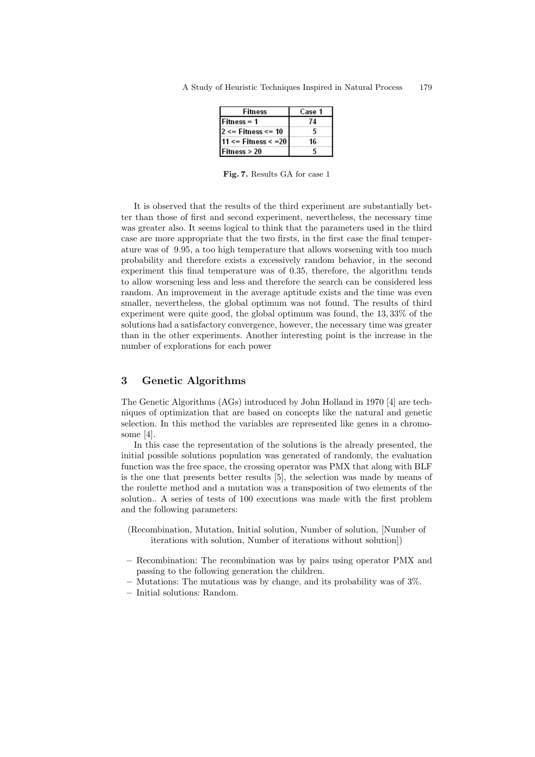| Fitness | Case 1 |
| --- | --- |
| Fitness = 1 | 74 |
| 2 <= Fitness <= 10 | 5 |
| 11 <= Fitness < =20 | 16 |
| Fitness > 20 | 5 |

**Fig. 7.** Results GA for case 1

It is observed that the results of the third experiment are substantially better than those of first and second experiment, nevertheless, the necessary time was greater also. It seems logical to think that the parameters used in the third case are more appropriate that the two firsts, in the first case the final temperature was of 9.95, a too high temperature that allows worsening with too much probability and therefore exists a excessively random behavior, in the second experiment this final temperature was of 0.35, therefore, the algorithm tends to allow worsening less and less and therefore the search can be considered less random. An improvement in the average aptitude exists and the time was even smaller, nevertheless, the global optimum was not found. The results of third experiment were quite good, the global optimum was found, the 13, 33% of the solutions had a satisfactory convergence, however, the necessary time was greater than in the other experiments. Another interesting point is the increase in the number of explorations for each power

## 3 Genetic Algorithms

The Genetic Algorithms (AGs) introduced by John Holland in 1970 [4] are techniques of optimization that are based on concepts like the natural and genetic selection. In this method the variables are represented like genes in a chromosome [4].

In this case the representation of the solutions is the already presented, the initial possible solutions population was generated of randomly, the evaluation function was the free space, the crossing operator was PMX that along with BLF is the one that presents better results [5], the selection was made by means of the roulette method and a mutation was a transposition of two elements of the solution.. A series of tests of 100 executions was made with the first problem and the following parameters:

(Recombination, Mutation, Initial solution, Number of solution, [Number of iterations with solution, Number of iterations without solution])

- Recombination: The recombination was by pairs using operator PMX and passing to the following generation the children.
- Mutations: The mutations was by change, and its probability was of 3%.
- Initial solutions: Random.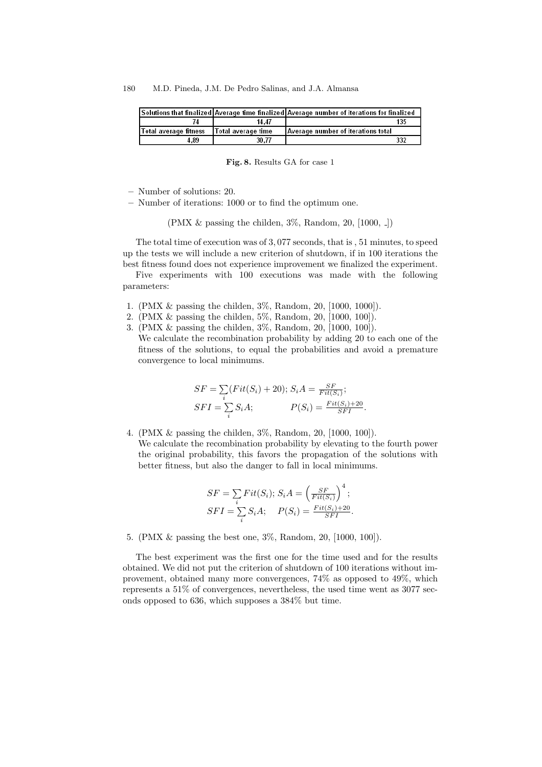| Solutions that finalized | Average time finalized | Average number of iterations for finalized |
| --- | --- | --- |
| 74 | 14,47 | 135 |
| Total average fitness | Total average time | Average number of iterations total |
| 4,89 | 30,77 | 332 |

**Fig. 8.** Results GA for case 1

- Number of solutions: 20.
- Number of iterations: 1000 or to find the optimum one.

(PMX & passing the childen, 3%, Random, 20, [1000, _])

The total time of execution was of 3,077 seconds, that is , 51 minutes, to speed up the tests we will include a new criterion of shutdown, if in 100 iterations the best fitness found does not experience improvement we finalized the experiment.

Five experiments with 100 executions was made with the following parameters:

1. (PMX & passing the childen, 3%, Random, 20, [1000, 1000]).
2. (PMX & passing the childen, 5%, Random, 20, [1000, 100]).
3. (PMX & passing the childen, 3%, Random, 20, [1000, 100]).
   We calculate the recombination probability by adding 20 to each one of the fitness of the solutions, to equal the probabilities and avoid a premature convergence to local minimums.

$$SF = \sum_i (Fit(S_i) + 20);\ S_iA = \frac{SF}{Fit(S_i)};$$
$$SFI = \sum_i S_iA; \qquad P(S_i) = \frac{Fit(S_i)+20}{SFI}.$$

4. (PMX & passing the childen, 3%, Random, 20, [1000, 100]).
   We calculate the recombination probability by elevating to the fourth power the original probability, this favors the propagation of the solutions with better fitness, but also the danger to fall in local minimums.

$$SF = \sum_i Fit(S_i);\ S_iA = \left(\frac{SF}{Fit(S_i)}\right)^4;$$
$$SFI = \sum_i S_iA; \quad P(S_i) = \frac{Fit(S_i)+20}{SFI}.$$

5. (PMX & passing the best one, 3%, Random, 20, [1000, 100]).

The best experiment was the first one for the time used and for the results obtained. We did not put the criterion of shutdown of 100 iterations without improvement, obtained many more convergences, 74% as opposed to 49%, which represents a 51% of convergences, nevertheless, the used time went as 3077 seconds opposed to 636, which supposes a 384% but time.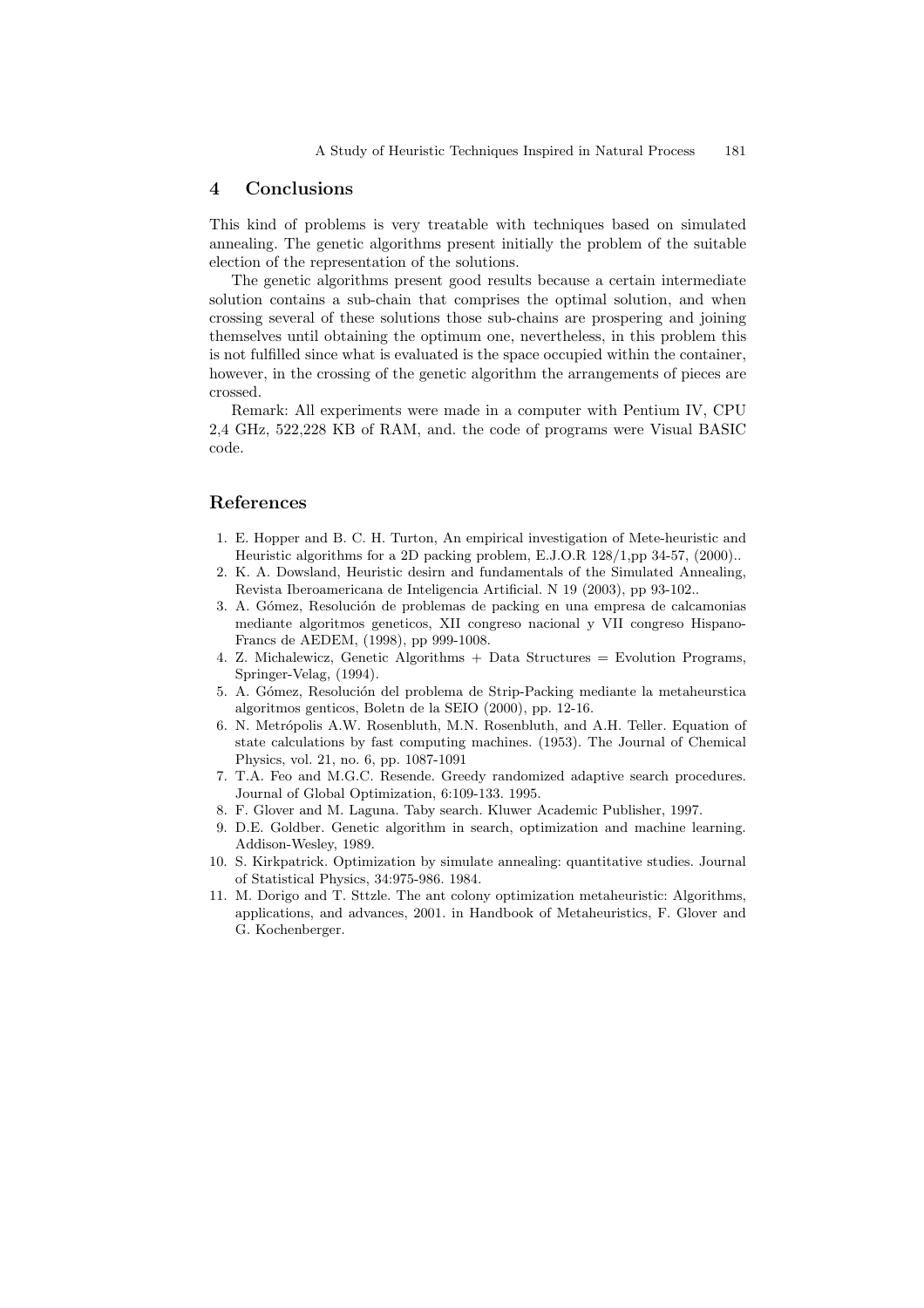## 4 Conclusions

This kind of problems is very treatable with techniques based on simulated annealing. The genetic algorithms present initially the problem of the suitable election of the representation of the solutions.

The genetic algorithms present good results because a certain intermediate solution contains a sub-chain that comprises the optimal solution, and when crossing several of these solutions those sub-chains are prospering and joining themselves until obtaining the optimum one, nevertheless, in this problem this is not fulfilled since what is evaluated is the space occupied within the container, however, in the crossing of the genetic algorithm the arrangements of pieces are crossed.

Remark: All experiments were made in a computer with Pentium IV, CPU 2,4 GHz, 522,228 KB of RAM, and. the code of programs were Visual BASIC code.

## References

1. E. Hopper and B. C. H. Turton, An empirical investigation of Mete-heuristic and Heuristic algorithms for a 2D packing problem, E.J.O.R 128/1,pp 34-57, (2000)..
2. K. A. Dowsland, Heuristic desirn and fundamentals of the Simulated Annealing, Revista Iberoamericana de Inteligencia Artificial. N 19 (2003), pp 93-102..
3. A. Gómez, Resolución de problemas de packing en una empresa de calcamonias mediante algoritmos geneticos, XII congreso nacional y VII congreso Hispano-Francs de AEDEM, (1998), pp 999-1008.
4. Z. Michalewicz, Genetic Algorithms + Data Structures = Evolution Programs, Springer-Velag, (1994).
5. A. Gómez, Resolución del problema de Strip-Packing mediante la metaheurstica algoritmos genticos, Boletn de la SEIO (2000), pp. 12-16.
6. N. Metrópolis A.W. Rosenbluth, M.N. Rosenbluth, and A.H. Teller. Equation of state calculations by fast computing machines. (1953). The Journal of Chemical Physics, vol. 21, no. 6, pp. 1087-1091
7. T.A. Feo and M.G.C. Resende. Greedy randomized adaptive search procedures. Journal of Global Optimization, 6:109-133. 1995.
8. F. Glover and M. Laguna. Taby search. Kluwer Academic Publisher, 1997.
9. D.E. Goldber. Genetic algorithm in search, optimization and machine learning. Addison-Wesley, 1989.
10. S. Kirkpatrick. Optimization by simulate annealing: quantitative studies. Journal of Statistical Physics, 34:975-986. 1984.
11. M. Dorigo and T. Sttzle. The ant colony optimization metaheuristic: Algorithms, applications, and advances, 2001. in Handbook of Metaheuristics, F. Glover and G. Kochenberger.